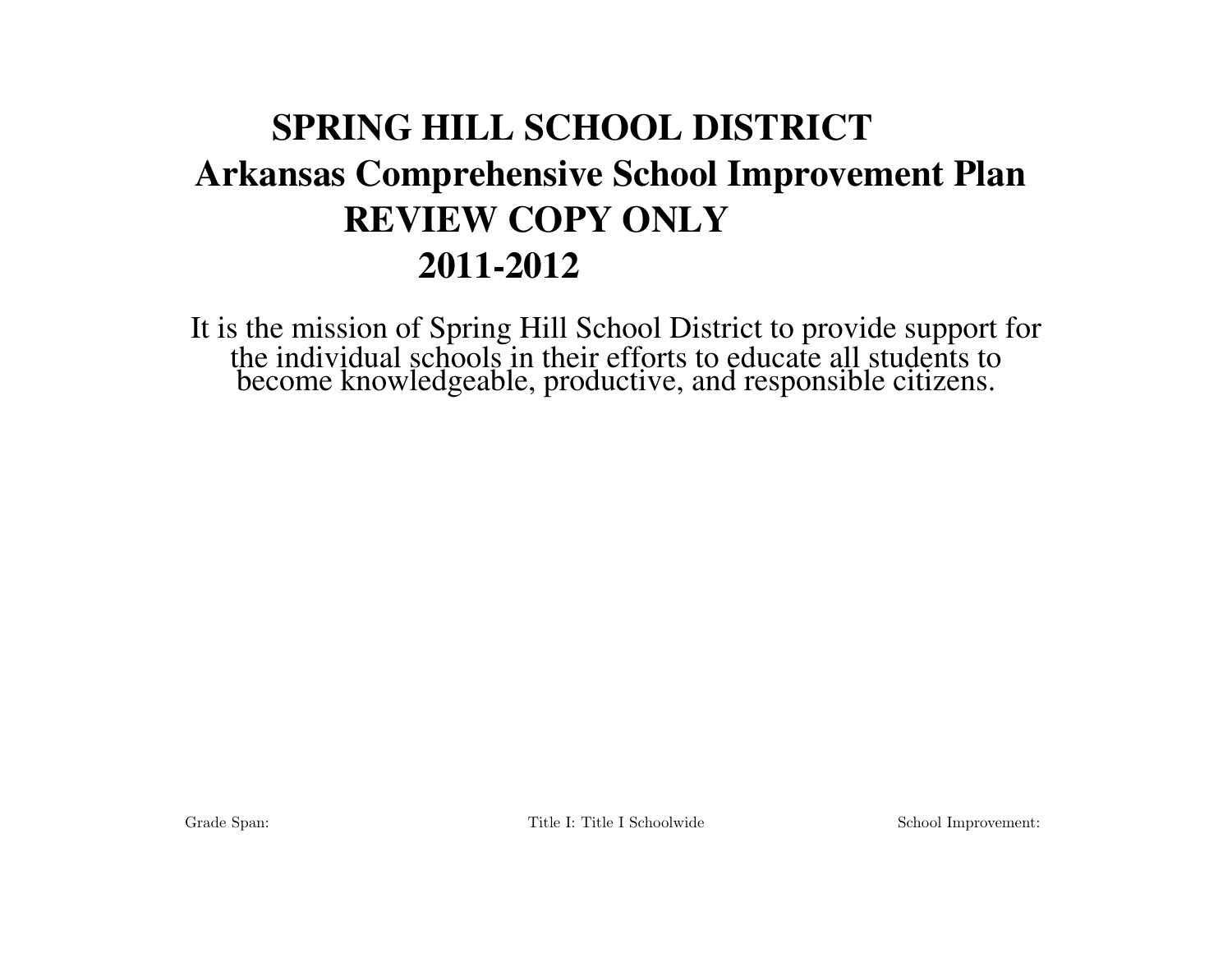# SPRING HILL SCHOOL DISTRICT
# Arkansas Comprehensive School Improvement Plan
# REVIEW COPY ONLY
# 2011-2012

It is the mission of Spring Hill School District to provide support for the individual schools in their efforts to educate all students to become knowledgeable, productive, and responsible citizens.

Grade Span: Title I: Title I Schoolwide School Improvement: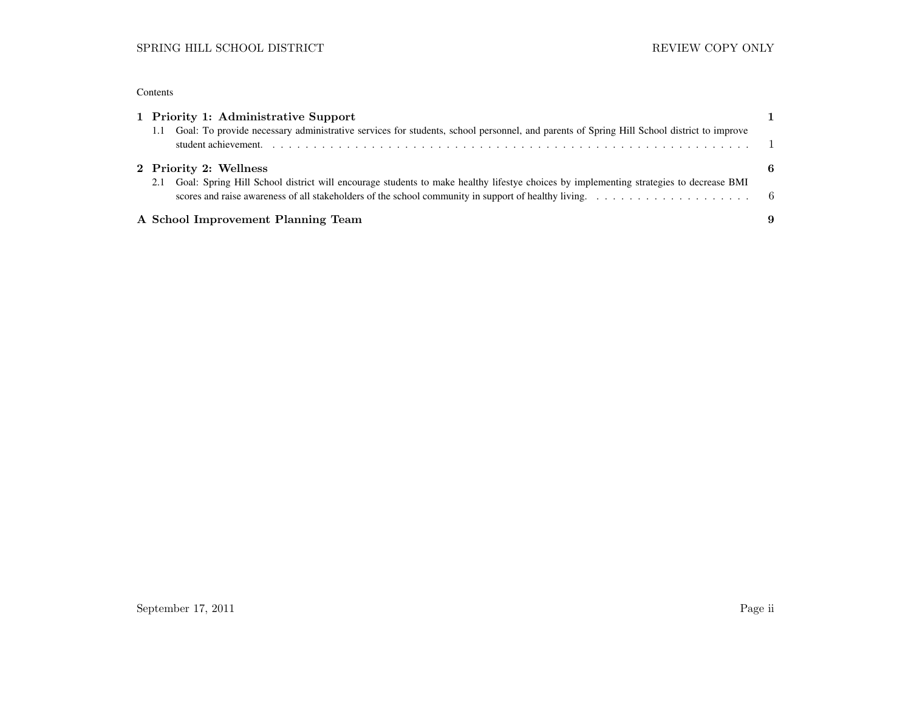Contents

**1 Priority 1: Administrative Support** **1**

1.1 Goal: To provide necessary administrative services for students, school personnel, and parents of Spring Hill School district to improve student achievement. . . . . . . . . . . . . . . . . . . . . . . . . . . . . . . . . . . . . . . . . . . . . . . . . . . . . . . . . . . . . . . 1

**2 Priority 2: Wellness** **6**

2.1 Goal: Spring Hill School district will encourage students to make healthy lifestye choices by implementing strategies to decrease BMI scores and raise awareness of all stakeholders of the school community in support of healthy living. . . . . . . . . . . . . . . . . . . . . 6

**A School Improvement Planning Team** **9**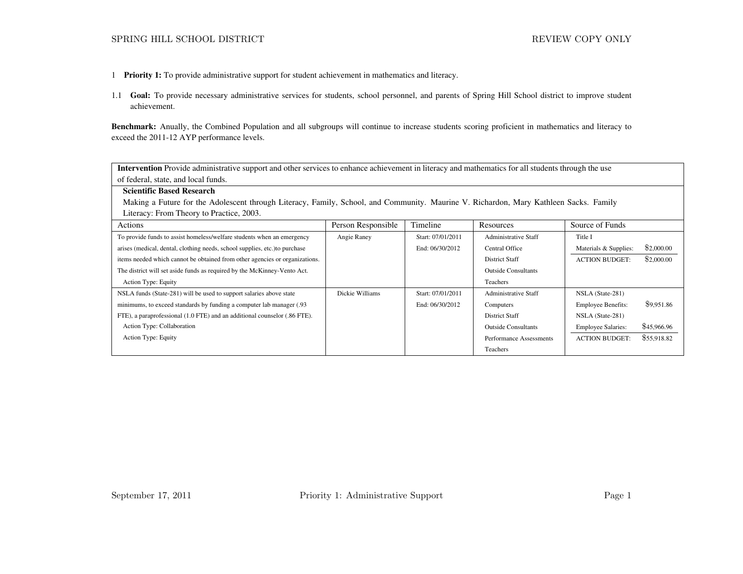1 **Priority 1:** To provide administrative support for student achievement in mathematics and literacy.

1.1 **Goal:** To provide necessary administrative services for students, school personnel, and parents of Spring Hill School district to improve student achievement.

**Benchmark:** Anually, the Combined Population and all subgroups will continue to increase students scoring proficient in mathematics and literacy to exceed the 2011-12 AYP performance levels.

| **Intervention** Provide administrative support and other services to enhance achievement in literacy and mathematics for all students through the use of federal, state, and local funds. | | | | |
|---|---|---|---|---|
| **Scientific Based Research** Making a Future for the Adolescent through Literacy, Family, School, and Community. Maurine V. Richardon, Mary Kathleen Sacks. Family Literacy: From Theory to Practice, 2003. | | | | |
| Actions | Person Responsible | Timeline | Resources | Source of Funds |
| To provide funds to assist homeless/welfare students when an emergency arises (medical, dental, clothing needs, school supplies, etc.)to purchase items needed which cannot be obtained from other agencies or organizations. The district will set aside funds as required by the McKinney-Vento Act.<br>Action Type: Equity | Angie Raney | Start: 07/01/2011<br>End: 06/30/2012 | Administrative Staff<br>Central Office<br>District Staff<br>Outside Consultants<br>Teachers | Title I<br>Materials & Supplies: $2,000.00<br>ACTION BUDGET: $2,000.00 |
| NSLA funds (State-281) will be used to support salaries above state minimums, to exceed standards by funding a computer lab manager (.93 FTE), a paraprofessional (1.0 FTE) and an additional counselor (.86 FTE).<br>Action Type: Collaboration<br>Action Type: Equity | Dickie Williams | Start: 07/01/2011<br>End: 06/30/2012 | Administrative Staff<br>Computers<br>District Staff<br>Outside Consultants<br>Performance Assessments<br>Teachers | NSLA (State-281)<br>Employee Benefits: $9,951.86<br>NSLA (State-281)<br>Employee Salaries: $45,966.96<br>ACTION BUDGET: $55,918.82 |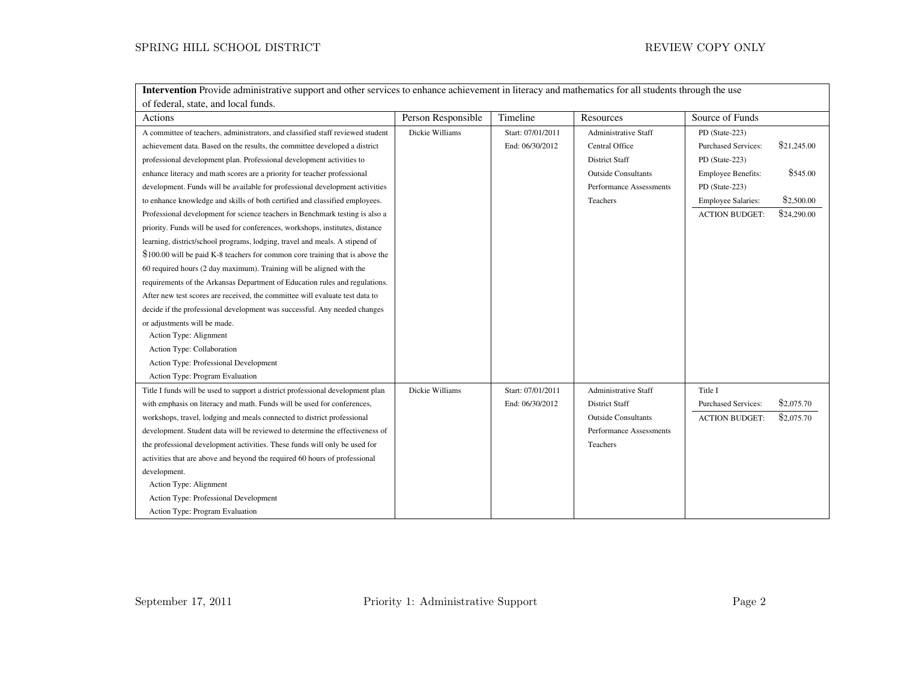| **Intervention** Provide administrative support and other services to enhance achievement in literacy and mathematics for all students through the use of federal, state, and local funds. | | | | |
|---|---|---|---|---|
| Actions | Person Responsible | Timeline | Resources | Source of Funds |
| A committee of teachers, administrators, and classified staff reviewed student achievement data. Based on the results, the committee developed a district professional development plan. Professional development activities to enhance literacy and math scores are a priority for teacher professional development. Funds will be available for professional development activities to enhance knowledge and skills of both certified and classified employees. Professional development for science teachers in Benchmark testing is also a priority. Funds will be used for conferences, workshops, institutes, distance learning, district/school programs, lodging, travel and meals. A stipend of $100.00 will be paid K-8 teachers for common core training that is above the 60 required hours (2 day maximum). Training will be aligned with the requirements of the Arkansas Department of Education rules and regulations. After new test scores are received, the committee will evaluate test data to decide if the professional development was successful. Any needed changes or adjustments will be made.<br>Action Type: Alignment<br>Action Type: Collaboration<br>Action Type: Professional Development<br>Action Type: Program Evaluation | Dickie Williams | Start: 07/01/2011<br>End: 06/30/2012 | Administrative Staff<br>Central Office<br>District Staff<br>Outside Consultants<br>Performance Assessments<br>Teachers | PD (State-223)<br>Purchased Services: $21,245.00<br>PD (State-223)<br>Employee Benefits: $545.00<br>PD (State-223)<br>Employee Salaries: $2,500.00<br>ACTION BUDGET: $24,290.00 |
| Title I funds will be used to support a district professional development plan with emphasis on literacy and math. Funds will be used for conferences, workshops, travel, lodging and meals connected to district professional development. Student data will be reviewed to determine the effectiveness of the professional development activities. These funds will only be used for activities that are above and beyond the required 60 hours of professional development.<br>Action Type: Alignment<br>Action Type: Professional Development<br>Action Type: Program Evaluation | Dickie Williams | Start: 07/01/2011<br>End: 06/30/2012 | Administrative Staff<br>District Staff<br>Outside Consultants<br>Performance Assessments<br>Teachers | Title I<br>Purchased Services: $2,075.70<br>ACTION BUDGET: $2,075.70 |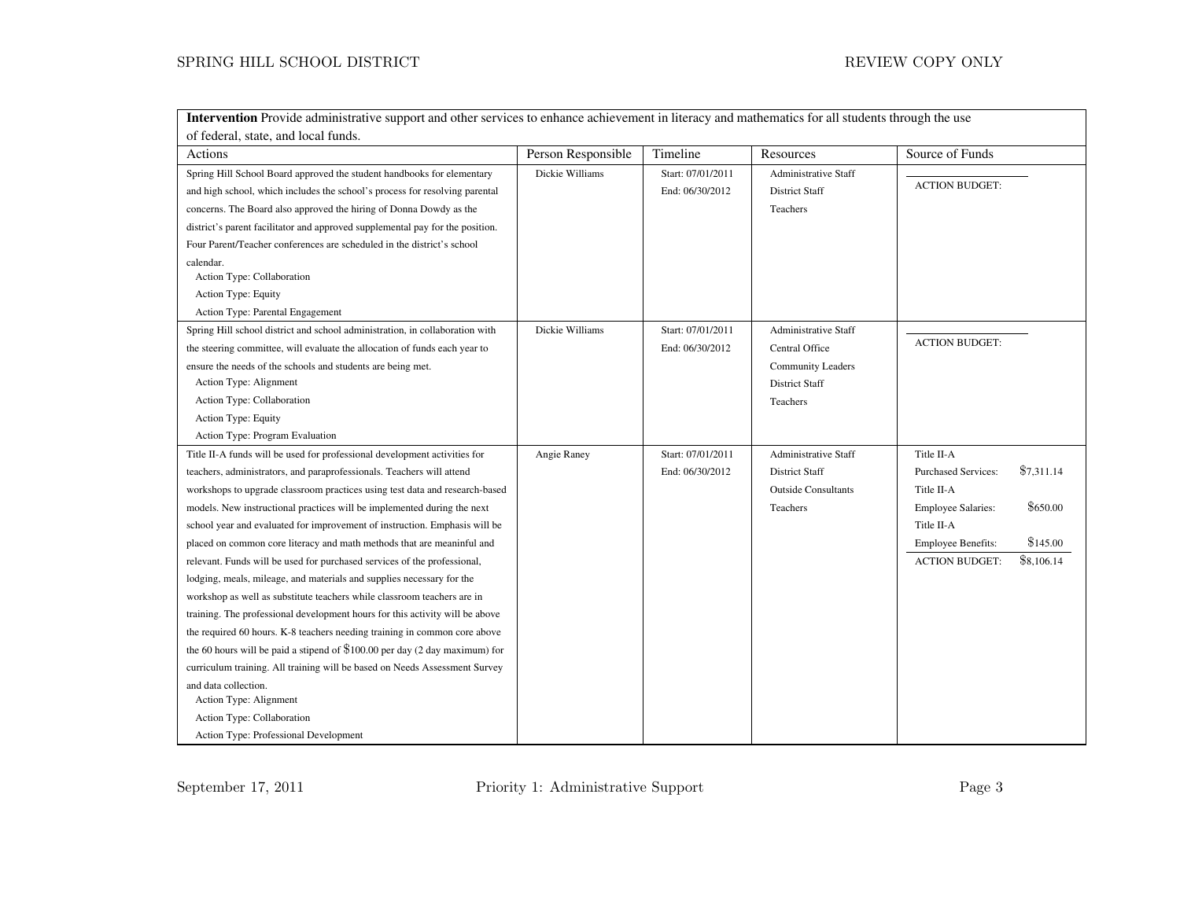**Intervention** Provide administrative support and other services to enhance achievement in literacy and mathematics for all students through the use of federal, state, and local funds.

| Actions | Person Responsible | Timeline | Resources | Source of Funds |
|---|---|---|---|---|
| Spring Hill School Board approved the student handbooks for elementary and high school, which includes the school's process for resolving parental concerns. The Board also approved the hiring of Donna Dowdy as the district's parent facilitator and approved supplemental pay for the position. Four Parent/Teacher conferences are scheduled in the district's school calendar.<br>Action Type: Collaboration<br>Action Type: Equity<br>Action Type: Parental Engagement | Dickie Williams | Start: 07/01/2011<br>End: 06/30/2012 | Administrative Staff<br>District Staff<br>Teachers | ACTION BUDGET: |
| Spring Hill school district and school administration, in collaboration with the steering committee, will evaluate the allocation of funds each year to ensure the needs of the schools and students are being met.<br>Action Type: Alignment<br>Action Type: Collaboration<br>Action Type: Equity<br>Action Type: Program Evaluation | Dickie Williams | Start: 07/01/2011<br>End: 06/30/2012 | Administrative Staff<br>Central Office<br>Community Leaders<br>District Staff<br>Teachers | ACTION BUDGET: |
| Title II-A funds will be used for professional development activities for teachers, administrators, and paraprofessionals. Teachers will attend workshops to upgrade classroom practices using test data and research-based models. New instructional practices will be implemented during the next school year and evaluated for improvement of instruction. Emphasis will be placed on common core literacy and math methods that are meaningful and relevant. Funds will be used for purchased services of the professional, lodging, meals, mileage, and materials and supplies necessary for the workshop as well as substitute teachers while classroom teachers are in training. The professional development hours for this activity will be above the required 60 hours. K-8 teachers needing training in common core above the 60 hours will be paid a stipend of $100.00 per day (2 day maximum) for curriculum training. All training will be based on Needs Assessment Survey and data collection.<br>Action Type: Alignment<br>Action Type: Collaboration<br>Action Type: Professional Development | Angie Raney | Start: 07/01/2011<br>End: 06/30/2012 | Administrative Staff<br>District Staff<br>Outside Consultants<br>Teachers | Title II-A<br>Purchased Services: $7,311.14<br>Title II-A<br>Employee Salaries: $650.00<br>Title II-A<br>Employee Benefits: $145.00<br>ACTION BUDGET: $8,106.14 |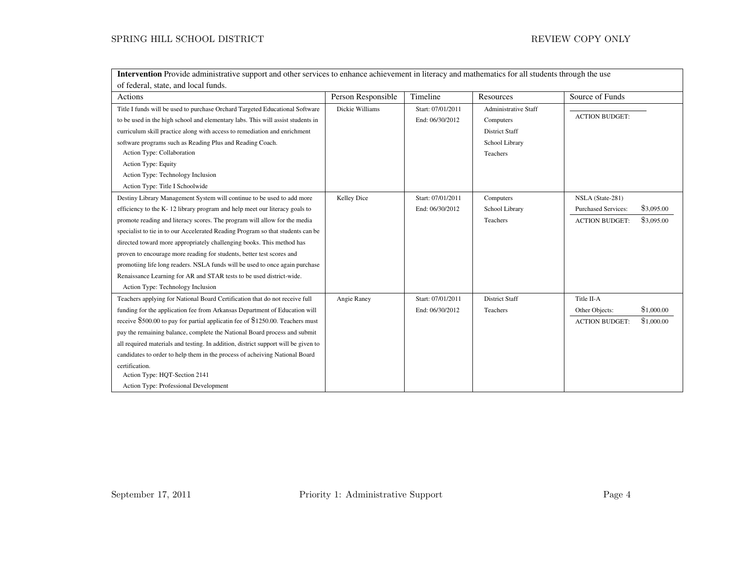**Intervention** Provide administrative support and other services to enhance achievement in literacy and mathematics for all students through the use of federal, state, and local funds.

| Actions | Person Responsible | Timeline | Resources | Source of Funds |
|---|---|---|---|---|
| Title I funds will be used to purchase Orchard Targeted Educational Software to be used in the high school and elementary labs. This will assist students in curriculum skill practice along with access to remediation and enrichment software programs such as Reading Plus and Reading Coach.<br>Action Type: Collaboration<br>Action Type: Equity<br>Action Type: Technology Inclusion<br>Action Type: Title I Schoolwide | Dickie Williams | Start: 07/01/2011<br>End: 06/30/2012 | Administrative Staff<br>Computers<br>District Staff<br>School Library<br>Teachers | ACTION BUDGET: |
| Destiny Library Management System will continue to be used to add more efficiency to the K- 12 library program and help meet our literacy goals to promote reading and literacy scores. The program will allow for the media specialist to tie in to our Accelerated Reading Program so that students can be directed toward more appropriately challenging books. This method has proven to encourage more reading for students, better test scores and promotiing life long readers. NSLA funds will be used to once again purchase Renaissance Learning for AR and STAR tests to be used district-wide.<br>Action Type: Technology Inclusion | Kelley Dice | Start: 07/01/2011<br>End: 06/30/2012 | Computers<br>School Library<br>Teachers | NSLA (State-281)<br>Purchased Services: $3,095.00<br>ACTION BUDGET: $3,095.00 |
| Teachers applying for National Board Certification that do not receive full funding for the application fee from Arkansas Department of Education will receive $500.00 to pay for partial applicatin fee of $1250.00. Teachers must pay the remaining balance, complete the National Board process and submit all required materials and testing. In addition, district support will be given to candidates to order to help them in the process of acheiving National Board certification.<br>Action Type: HQT-Section 2141<br>Action Type: Professional Development | Angie Raney | Start: 07/01/2011<br>End: 06/30/2012 | District Staff<br>Teachers | Title II-A<br>Other Objects: $1,000.00<br>ACTION BUDGET: $1,000.00 |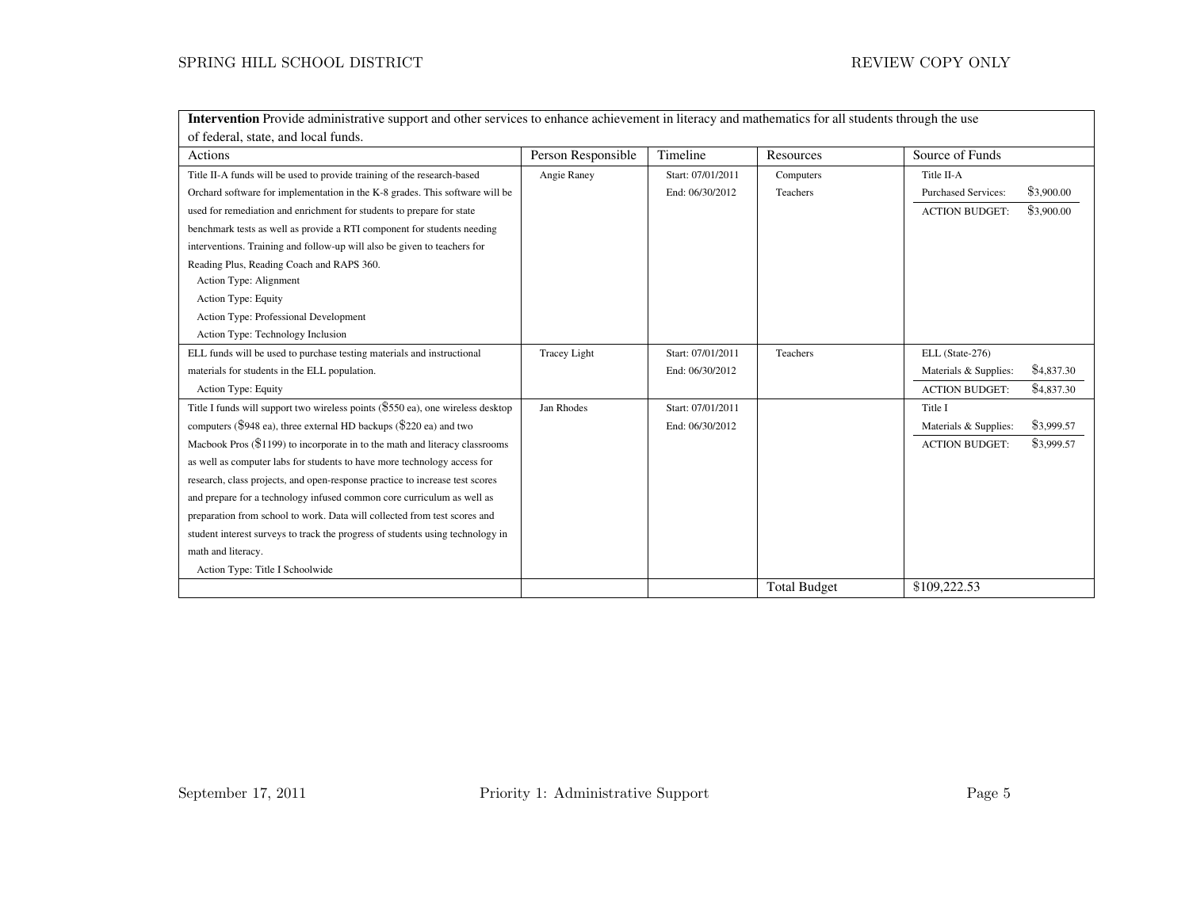| **Intervention** Provide administrative support and other services to enhance achievement in literacy and mathematics for all students through the use of federal, state, and local funds. | | | | |
|---|---|---|---|---|
| Actions | Person Responsible | Timeline | Resources | Source of Funds |
| Title II-A funds will be used to provide training of the research-based Orchard software for implementation in the K-8 grades. This software will be used for remediation and enrichment for students to prepare for state benchmark tests as well as provide a RTI component for students needing interventions. Training and follow-up will also be given to teachers for Reading Plus, Reading Coach and RAPS 360.<br>Action Type: Alignment<br>Action Type: Equity<br>Action Type: Professional Development<br>Action Type: Technology Inclusion | Angie Raney | Start: 07/01/2011<br>End: 06/30/2012 | Computers<br>Teachers | Title II-A<br>Purchased Services: $3,900.00<br>ACTION BUDGET: $3,900.00 |
| ELL funds will be used to purchase testing materials and instructional materials for students in the ELL population.<br>Action Type: Equity | Tracey Light | Start: 07/01/2011<br>End: 06/30/2012 | Teachers | ELL (State-276)<br>Materials & Supplies: $4,837.30<br>ACTION BUDGET: $4,837.30 |
| Title I funds will support two wireless points ($550 ea), one wireless desktop computers ($948 ea), three external HD backups ($220 ea) and two Macbook Pros ($1199) to incorporate in to the math and literacy classrooms as well as computer labs for students to have more technology access for research, class projects, and open-response practice to increase test scores and prepare for a technology infused common core curriculum as well as preparation from school to work. Data will collected from test scores and student interest surveys to track the progress of students using technology in math and literacy.<br>Action Type: Title I Schoolwide | Jan Rhodes | Start: 07/01/2011<br>End: 06/30/2012 | | Title I<br>Materials & Supplies: $3,999.57<br>ACTION BUDGET: $3,999.57 |
| | | | Total Budget | $109,222.53 |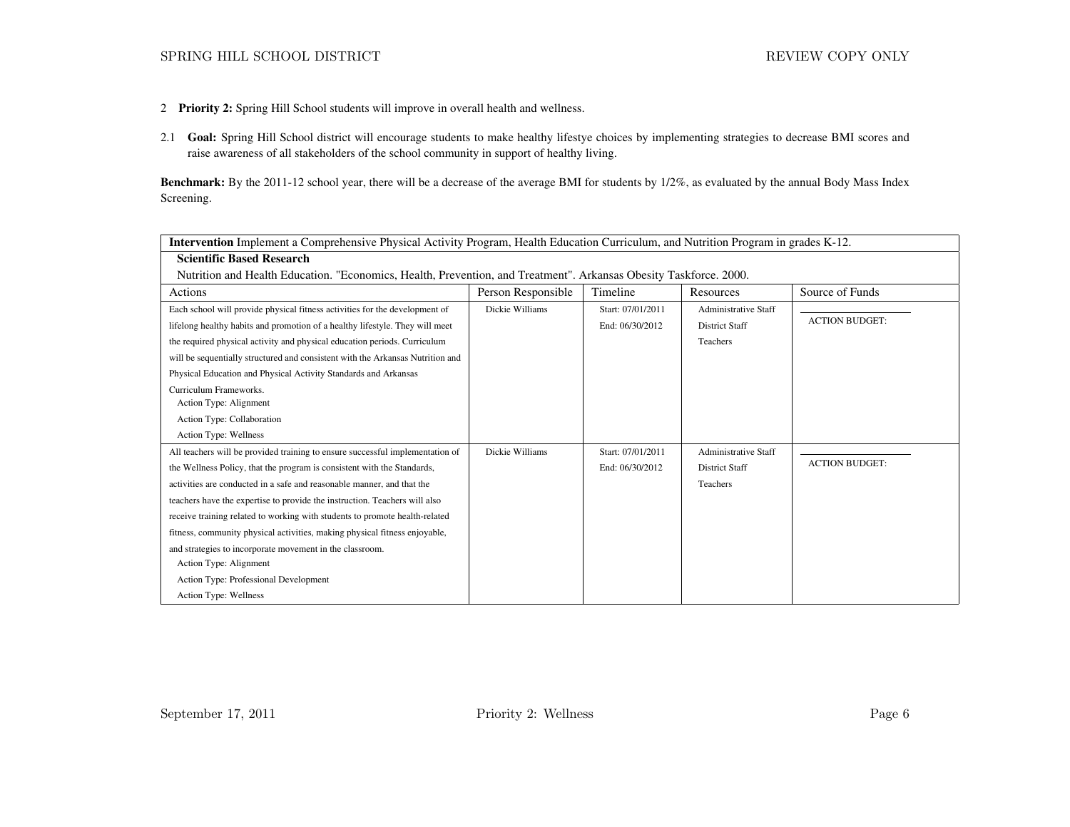2 **Priority 2:** Spring Hill School students will improve in overall health and wellness.

2.1 **Goal:** Spring Hill School district will encourage students to make healthy lifestye choices by implementing strategies to decrease BMI scores and raise awareness of all stakeholders of the school community in support of healthy living.

**Benchmark:** By the 2011-12 school year, there will be a decrease of the average BMI for students by 1/2%, as evaluated by the annual Body Mass Index Screening.

| **Intervention** Implement a Comprehensive Physical Activity Program, Health Education Curriculum, and Nutrition Program in grades K-12. | | | | |
|---|---|---|---|---|
| **Scientific Based Research**<br>Nutrition and Health Education. "Economics, Health, Prevention, and Treatment". Arkansas Obesity Taskforce. 2000. | | | | |
| Actions | Person Responsible | Timeline | Resources | Source of Funds |
| Each school will provide physical fitness activities for the development of lifelong healthy habits and promotion of a healthy lifestyle. They will meet the required physical activity and physical education periods. Curriculum will be sequentially structured and consistent with the Arkansas Nutrition and Physical Education and Physical Activity Standards and Arkansas Curriculum Frameworks.<br>Action Type: Alignment<br>Action Type: Collaboration<br>Action Type: Wellness | Dickie Williams | Start: 07/01/2011<br>End: 06/30/2012 | Administrative Staff<br>District Staff<br>Teachers | ACTION BUDGET: |
| All teachers will be provided training to ensure successful implementation of the Wellness Policy, that the program is consistent with the Standards, activities are conducted in a safe and reasonable manner, and that the teachers have the expertise to provide the instruction. Teachers will also receive training related to working with students to promote health-related fitness, community physical activities, making physical fitness enjoyable, and strategies to incorporate movement in the classroom.<br>Action Type: Alignment<br>Action Type: Professional Development<br>Action Type: Wellness | Dickie Williams | Start: 07/01/2011<br>End: 06/30/2012 | Administrative Staff<br>District Staff<br>Teachers | ACTION BUDGET: |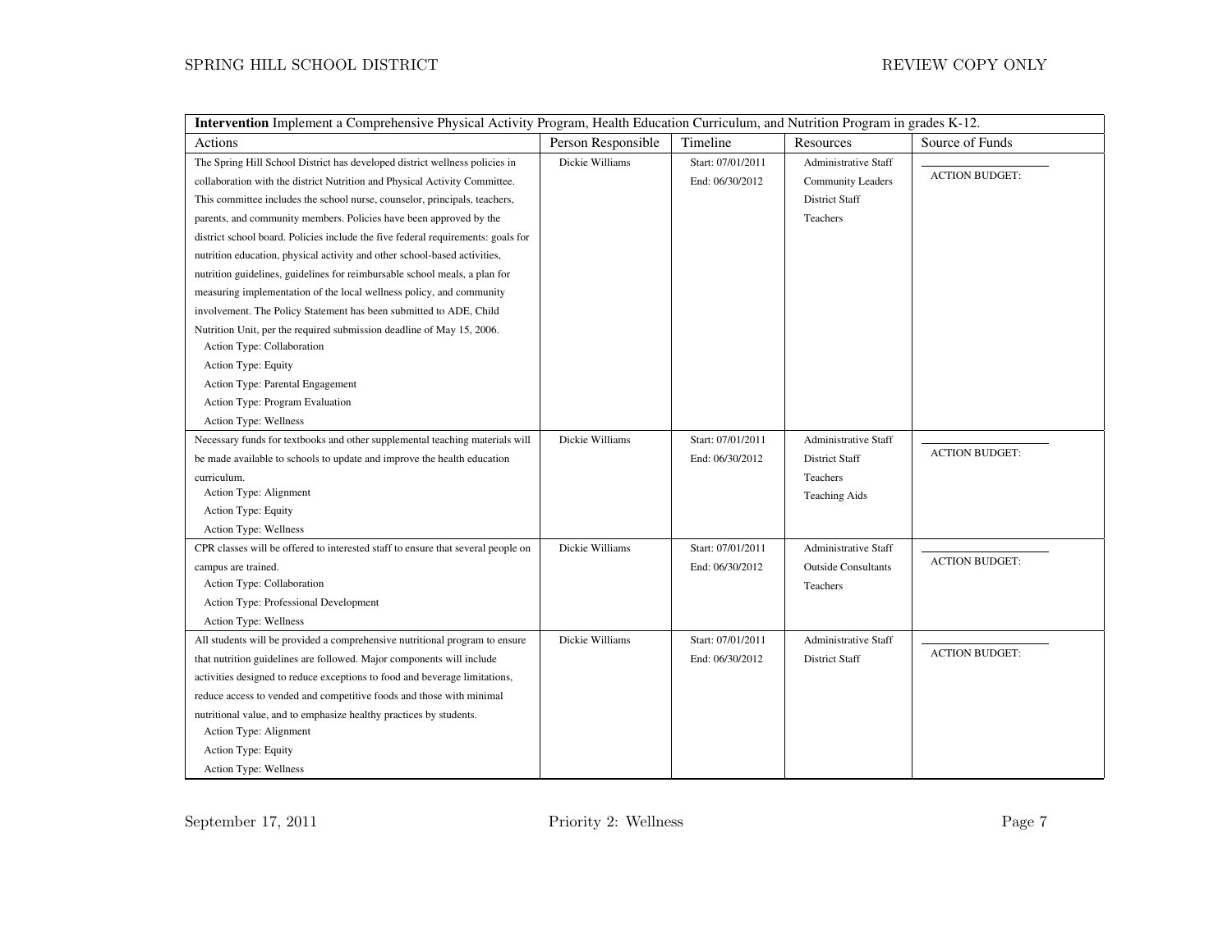| **Intervention** Implement a Comprehensive Physical Activity Program, Health Education Curriculum, and Nutrition Program in grades K-12. | | | | |
|---|---|---|---|---|
| Actions | Person Responsible | Timeline | Resources | Source of Funds |
| The Spring Hill School District has developed district wellness policies in collaboration with the district Nutrition and Physical Activity Committee. This committee includes the school nurse, counselor, principals, teachers, parents, and community members. Policies have been approved by the district school board. Policies include the five federal requirements: goals for nutrition education, physical activity and other school-based activities, nutrition guidelines, guidelines for reimbursable school meals, a plan for measuring implementation of the local wellness policy, and community involvement. The Policy Statement has been submitted to ADE, Child Nutrition Unit, per the required submission deadline of May 15, 2006.<br>Action Type: Collaboration<br>Action Type: Equity<br>Action Type: Parental Engagement<br>Action Type: Program Evaluation<br>Action Type: Wellness | Dickie Williams | Start: 07/01/2011<br>End: 06/30/2012 | Administrative Staff<br>Community Leaders<br>District Staff<br>Teachers | ACTION BUDGET: |
| Necessary funds for textbooks and other supplemental teaching materials will be made available to schools to update and improve the health education curriculum.<br>Action Type: Alignment<br>Action Type: Equity<br>Action Type: Wellness | Dickie Williams | Start: 07/01/2011<br>End: 06/30/2012 | Administrative Staff<br>District Staff<br>Teachers<br>Teaching Aids | ACTION BUDGET: |
| CPR classes will be offered to interested staff to ensure that several people on campus are trained.<br>Action Type: Collaboration<br>Action Type: Professional Development<br>Action Type: Wellness | Dickie Williams | Start: 07/01/2011<br>End: 06/30/2012 | Administrative Staff<br>Outside Consultants<br>Teachers | ACTION BUDGET: |
| All students will be provided a comprehensive nutritional program to ensure that nutrition guidelines are followed. Major components will include activities designed to reduce exceptions to food and beverage limitations, reduce access to vended and competitive foods and those with minimal nutritional value, and to emphasize healthy practices by students.<br>Action Type: Alignment<br>Action Type: Equity<br>Action Type: Wellness | Dickie Williams | Start: 07/01/2011<br>End: 06/30/2012 | Administrative Staff<br>District Staff | ACTION BUDGET: |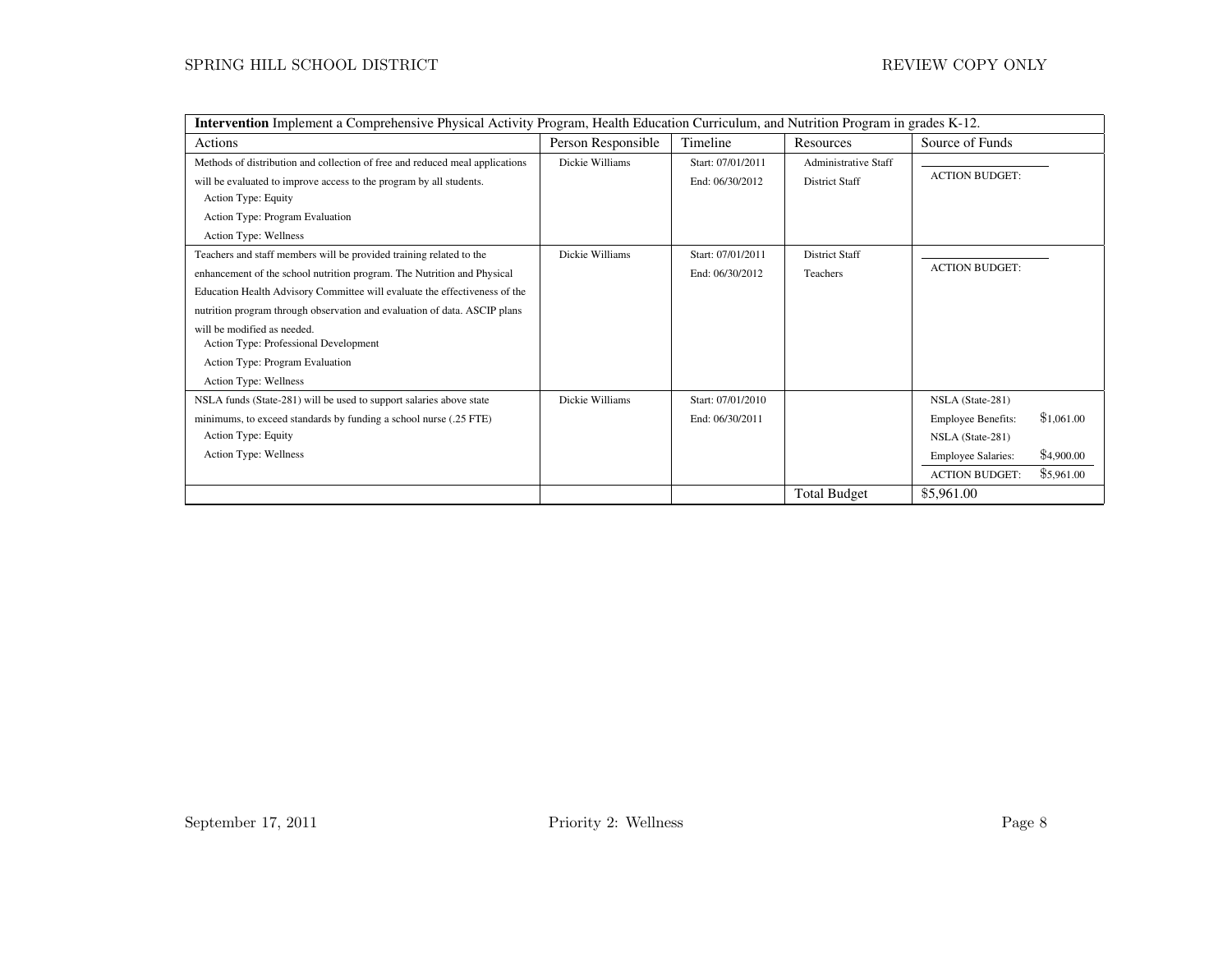| **Intervention** Implement a Comprehensive Physical Activity Program, Health Education Curriculum, and Nutrition Program in grades K-12. | | | | |
|---|---|---|---|---|
| Actions | Person Responsible | Timeline | Resources | Source of Funds |
| Methods of distribution and collection of free and reduced meal applications will be evaluated to improve access to the program by all students.<br>Action Type: Equity<br>Action Type: Program Evaluation<br>Action Type: Wellness | Dickie Williams | Start: 07/01/2011<br>End: 06/30/2012 | Administrative Staff<br>District Staff | ACTION BUDGET: |
| Teachers and staff members will be provided training related to the enhancement of the school nutrition program. The Nutrition and Physical Education Health Advisory Committee will evaluate the effectiveness of the nutrition program through observation and evaluation of data. ASCIP plans will be modified as needed.<br>Action Type: Professional Development<br>Action Type: Program Evaluation<br>Action Type: Wellness | Dickie Williams | Start: 07/01/2011<br>End: 06/30/2012 | District Staff<br>Teachers | ACTION BUDGET: |
| NSLA funds (State-281) will be used to support salaries above state minimums, to exceed standards by funding a school nurse (.25 FTE)<br>Action Type: Equity<br>Action Type: Wellness | Dickie Williams | Start: 07/01/2010<br>End: 06/30/2011 | | NSLA (State-281)<br>Employee Benefits: $1,061.00<br>NSLA (State-281)<br>Employee Salaries: $4,900.00<br>ACTION BUDGET: $5,961.00 |
| | | | Total Budget | $5,961.00 |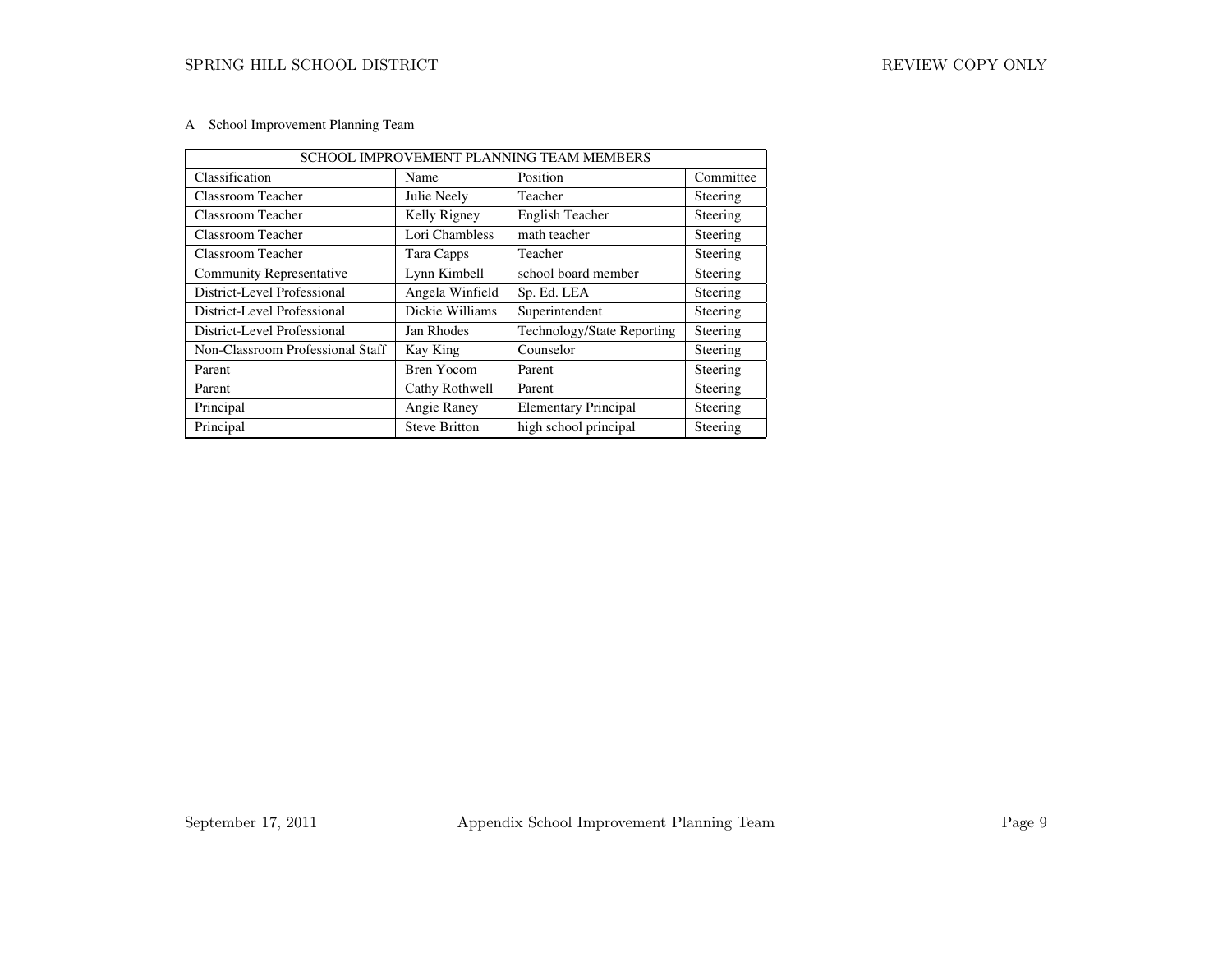A School Improvement Planning Team

| SCHOOL IMPROVEMENT PLANNING TEAM MEMBERS | | | |
|---|---|---|---|
| Classification | Name | Position | Committee |
| Classroom Teacher | Julie Neely | Teacher | Steering |
| Classroom Teacher | Kelly Rigney | English Teacher | Steering |
| Classroom Teacher | Lori Chambless | math teacher | Steering |
| Classroom Teacher | Tara Capps | Teacher | Steering |
| Community Representative | Lynn Kimbell | school board member | Steering |
| District-Level Professional | Angela Winfield | Sp. Ed. LEA | Steering |
| District-Level Professional | Dickie Williams | Superintendent | Steering |
| District-Level Professional | Jan Rhodes | Technology/State Reporting | Steering |
| Non-Classroom Professional Staff | Kay King | Counselor | Steering |
| Parent | Bren Yocom | Parent | Steering |
| Parent | Cathy Rothwell | Parent | Steering |
| Principal | Angie Raney | Elementary Principal | Steering |
| Principal | Steve Britton | high school principal | Steering |